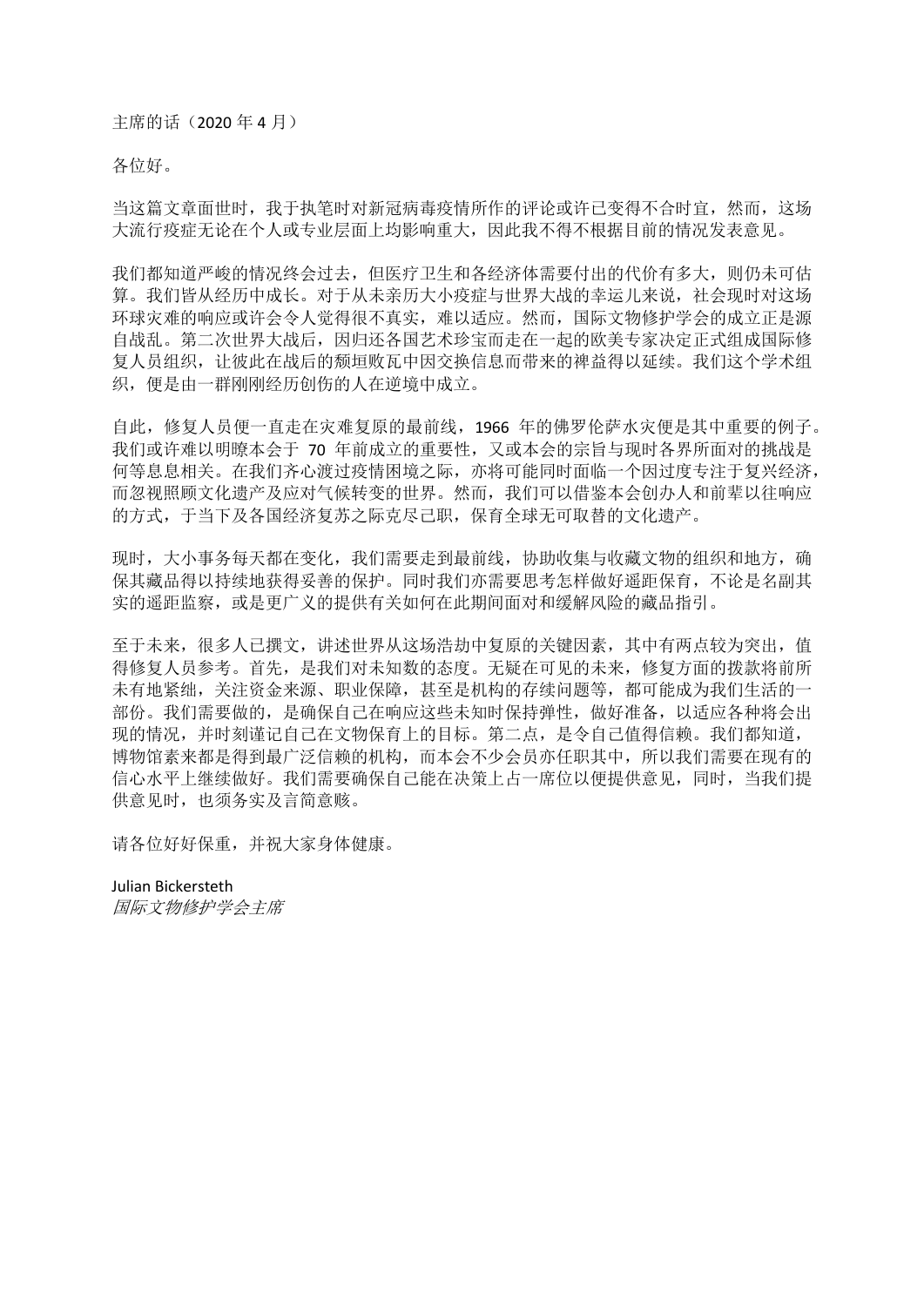主席的话（2020 年 4 月）

各位好。

当这篇文章面世时，我于执笔时对新冠病毒疫情所作的评论或许已变得不合时宜，然而，这场大流行疫症无论在个人或专业层面上均影响重大，因此我不得不根据目前的情况发表意见。

我们都知道严峻的情况终会过去，但医疗卫生和各经济体需要付出的代价有多大，则仍未可估算。我们皆从经历中成长。对于从未亲历大小疫症与世界大战的幸运儿来说，社会现时对这场环球灾难的响应或许会令人觉得很不真实，难以适应。然而，国际文物修护学会的成立正是源自战乱。第二次世界大战后，因归还各国艺术珍宝而走在一起的欧美专家决定正式组成国际修复人员组织，让彼此在战后的颓垣败瓦中因交换信息而带来的裨益得以延续。我们这个学术组织，便是由一群刚刚经历创伤的人在逆境中成立。

自此，修复人员便一直走在灾难复原的最前线，1966 年的佛罗伦萨水灾便是其中重要的例子。我们或许难以明瞭本会于 70 年前成立的重要性，又或本会的宗旨与现时各界所面对的挑战是何等息息相关。在我们齐心渡过疫情困境之际，亦将可能同时面临一个因过度专注于复兴经济，而忽视照顾文化遗产及应对气候转变的世界。然而，我们可以借鉴本会创办人和前辈以往响应的方式，于当下及各国经济复苏之际克尽己职，保育全球无可取替的文化遗产。

现时，大小事务每天都在变化，我们需要走到最前线，协助收集与收藏文物的组织和地方，确保其藏品得以持续地获得妥善的保护。同时我们亦需要思考怎样做好遥距保育，不论是名副其实的遥距监察，或是更广义的提供有关如何在此期间面对和缓解风险的藏品指引。

至于未来，很多人已撰文，讲述世界从这场浩劫中复原的关键因素，其中有两点较为突出，值得修复人员参考。首先，是我们对未知数的态度。无疑在可见的未来，修复方面的拨款将前所未有地紧绌，关注资金来源、职业保障，甚至是机构的存续问题等，都可能成为我们生活的一部份。我们需要做的，是确保自己在响应这些未知时保持弹性，做好准备，以适应各种将会出现的情况，并时刻谨记自己在文物保育上的目标。第二点，是令自己值得信赖。我们都知道，博物馆素来都是得到最广泛信赖的机构，而本会不少会员亦任职其中，所以我们需要在现有的信心水平上继续做好。我们需要确保自己能在决策上占一席位以便提供意见，同时，当我们提供意见时，也须务实及言简意赅。

请各位好好保重，并祝大家身体健康。

Julian Bickersteth
*国际文物修护学会主席*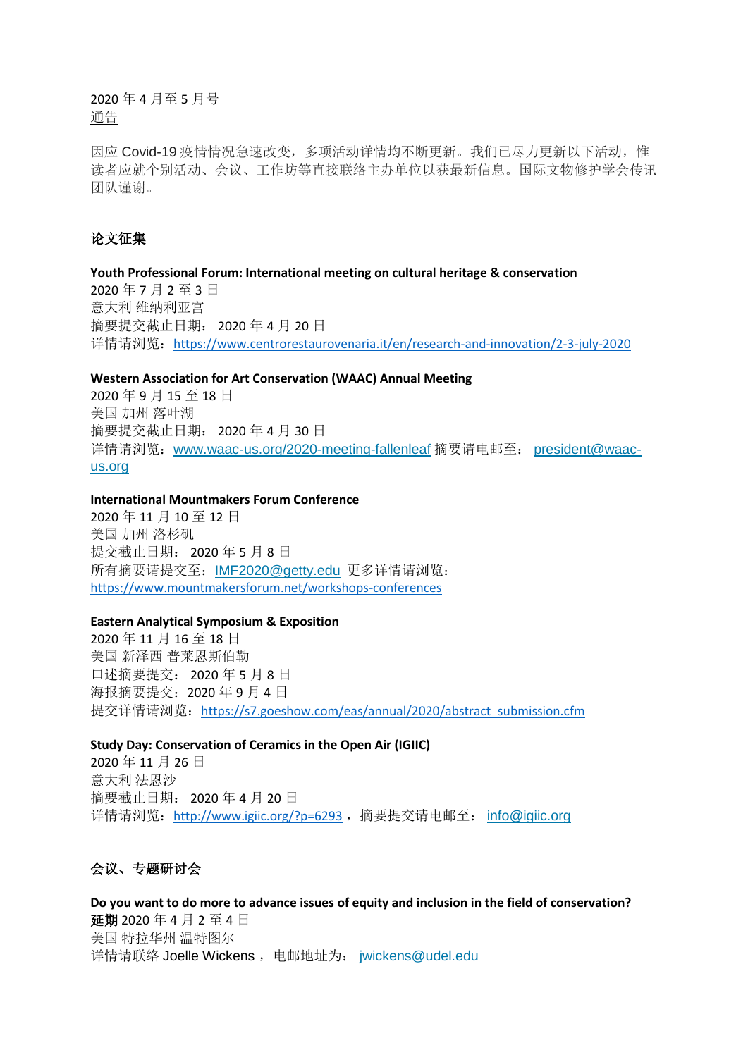2020 年 4 月至 5 月号
通告

因应 Covid-19 疫情情况急速改变，多项活动详情均不断更新。我们已尽力更新以下活动，惟读者应就个别活动、会议、工作坊等直接联络主办单位以获最新信息。国际文物修护学会传讯团队谨谢。

## 论文征集

**Youth Professional Forum: International meeting on cultural heritage & conservation**
2020 年 7 月 2 至 3 日
意大利 维纳利亚宫
摘要提交截止日期： 2020 年 4 月 20 日
详情请浏览：https://www.centrorestaurovenaria.it/en/research-and-innovation/2-3-july-2020

**Western Association for Art Conservation (WAAC) Annual Meeting**
2020 年 9 月 15 至 18 日
美国 加州 落叶湖
摘要提交截止日期： 2020 年 4 月 30 日
详情请浏览：www.waac-us.org/2020-meeting-fallenleaf 摘要请电邮至： president@waac-us.org

**International Mountmakers Forum Conference**
2020 年 11 月 10 至 12 日
美国 加州 洛杉矶
提交截止日期： 2020 年 5 月 8 日
所有摘要请提交至：IMF2020@getty.edu 更多详情请浏览：https://www.mountmakersforum.net/workshops-conferences

**Eastern Analytical Symposium & Exposition**
2020 年 11 月 16 至 18 日
美国 新泽西 普莱恩斯伯勒
口述摘要提交： 2020 年 5 月 8 日
海报摘要提交：2020 年 9 月 4 日
提交详情请浏览：https://s7.goeshow.com/eas/annual/2020/abstract_submission.cfm

**Study Day: Conservation of Ceramics in the Open Air (IGIIC)**
2020 年 11 月 26 日
意大利 法恩沙
摘要截止日期： 2020 年 4 月 20 日
详情请浏览：http://www.igiic.org/?p=6293 ， 摘要提交请电邮至： info@igiic.org

## 会议、专题研讨会

**Do you want to do more to advance issues of equity and inclusion in the field of conservation?**
**延期** ~~2020 年 4 月 2 至 4 日~~
美国 特拉华州 温特图尔
详情请联络 Joelle Wickens ， 电邮地址为： jwickens@udel.edu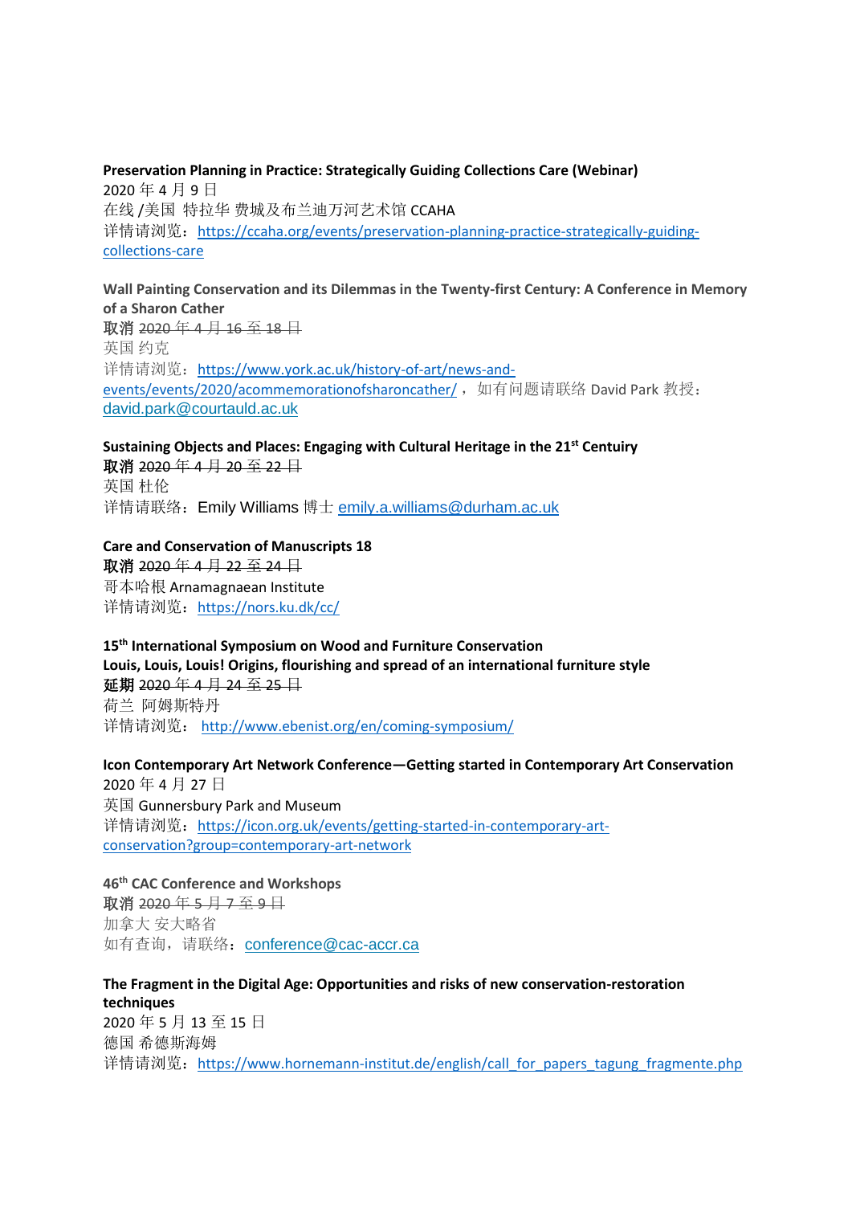**Preservation Planning in Practice: Strategically Guiding Collections Care (Webinar)**
2020 年 4 月 9 日
在线 /美国 特拉华 费城及布兰迪万河艺术馆 CCAHA
详情请浏览：https://ccaha.org/events/preservation-planning-practice-strategically-guiding-collections-care

**Wall Painting Conservation and its Dilemmas in the Twenty-first Century: A Conference in Memory of a Sharon Cather**
**取消** ~~2020 年 4 月 16 至 18 日~~
英国 约克
详情请浏览：https://www.york.ac.uk/history-of-art/news-and-events/events/2020/acommemorationofsharoncather/ ，如有问题请联络 David Park 教授：david.park@courtauld.ac.uk

**Sustaining Objects and Places: Engaging with Cultural Heritage in the 21st Centuiry**
**取消** ~~2020 年 4 月 20 至 22 日~~
英国 杜伦
详情请联络：Emily Williams 博士 emily.a.williams@durham.ac.uk

**Care and Conservation of Manuscripts 18**
**取消** ~~2020 年 4 月 22 至 24 日~~
哥本哈根 Arnamagnaean Institute
详情请浏览：https://nors.ku.dk/cc/

**15th International Symposium on Wood and Furniture Conservation**
**Louis, Louis, Louis! Origins, flourishing and spread of an international furniture style**
**延期** ~~2020 年 4 月 24 至 25 日~~
荷兰 阿姆斯特丹
详情请浏览： http://www.ebenist.org/en/coming-symposium/

**Icon Contemporary Art Network Conference—Getting started in Contemporary Art Conservation**
2020 年 4 月 27 日
英国 Gunnersbury Park and Museum
详情请浏览：https://icon.org.uk/events/getting-started-in-contemporary-art-conservation?group=contemporary-art-network

**46th CAC Conference and Workshops**
**取消** ~~2020 年 5 月 7 至 9 日~~
加拿大 安大略省
如有查询，请联络：conference@cac-accr.ca

**The Fragment in the Digital Age: Opportunities and risks of new conservation-restoration techniques**
2020 年 5 月 13 至 15 日
德国 希德斯海姆
详情请浏览：https://www.hornemann-institut.de/english/call_for_papers_tagung_fragmente.php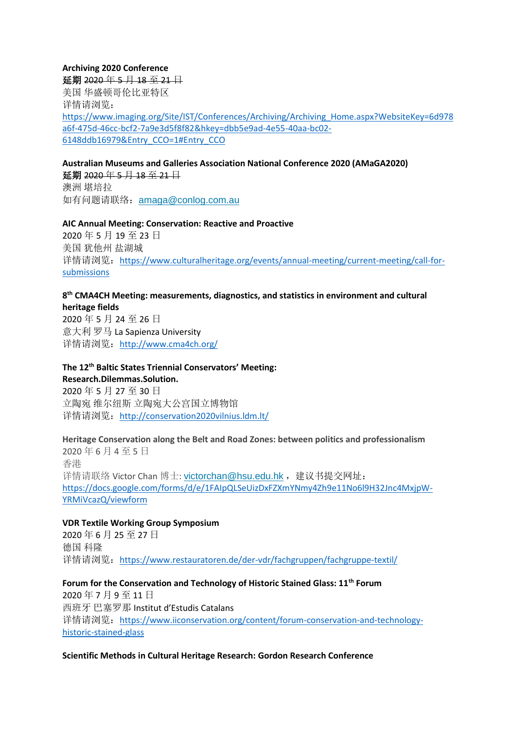**Archiving 2020 Conference**

**延期** ~~2020 年 5 月 18 至 21 日~~

美国 华盛顿哥伦比亚特区

详情请浏览：

https://www.imaging.org/Site/IST/Conferences/Archiving/Archiving_Home.aspx?WebsiteKey=6d978a6f-475d-46cc-bcf2-7a9e3d5f8f82&hkey=dbb5e9ad-4e55-40aa-bc02-6148ddb16979&Entry_CCO=1#Entry_CCO

**Australian Museums and Galleries Association National Conference 2020 (AMaGA2020)**

**延期** ~~2020 年 5 月 18 至 21 日~~

澳洲 堪培拉

如有问题请联络：amaga@conlog.com.au

**AIC Annual Meeting: Conservation: Reactive and Proactive**

2020 年 5 月 19 至 23 日

美国 犹他州 盐湖城

详情请浏览：https://www.culturalheritage.org/events/annual-meeting/current-meeting/call-for-submissions

**8th CMA4CH Meeting: measurements, diagnostics, and statistics in environment and cultural heritage fields**

2020 年 5 月 24 至 26 日

意大利 罗马 La Sapienza University

详情请浏览：http://www.cma4ch.org/

**The 12th Baltic States Triennial Conservators' Meeting: Research.Dilemmas.Solution.**

2020 年 5 月 27 至 30 日

立陶宛 维尔纽斯 立陶宛大公宫国立博物馆

详情请浏览：http://conservation2020vilnius.ldm.lt/

**Heritage Conservation along the Belt and Road Zones: between politics and professionalism**

2020 年 6 月 4 至 5 日

香港

详情请联络 Victor Chan 博士: victorchan@hsu.edu.hk， 建议书提交网址：https://docs.google.com/forms/d/e/1FAIpQLSeUizDxFZXmYNmy4Zh9e11No6l9H32Jnc4MxjpW-YRMiVcazQ/viewform

**VDR Textile Working Group Symposium**

2020 年 6 月 25 至 27 日

德国 科隆

详情请浏览：https://www.restauratoren.de/der-vdr/fachgruppen/fachgruppe-textil/

**Forum for the Conservation and Technology of Historic Stained Glass: 11th Forum**

2020 年 7 月 9 至 11 日

西班牙 巴塞罗那 Institut d'Estudis Catalans

详情请浏览：https://www.iiconservation.org/content/forum-conservation-and-technology-historic-stained-glass

**Scientific Methods in Cultural Heritage Research: Gordon Research Conference**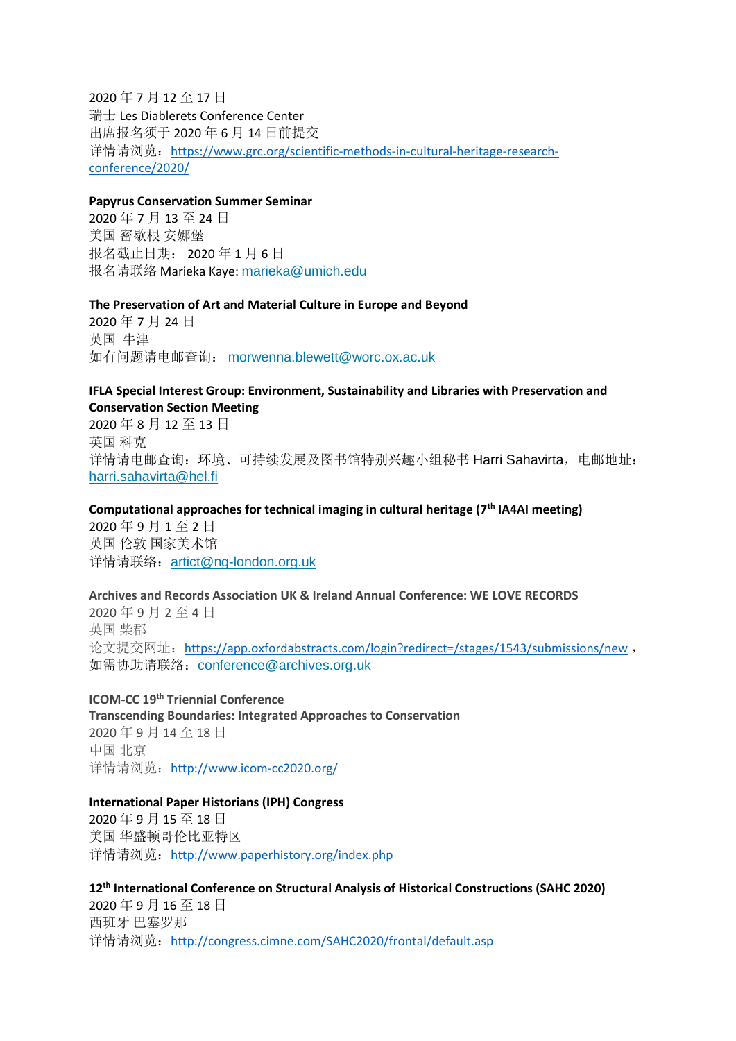2020 年 7 月 12 至 17 日
瑞士 Les Diablerets Conference Center
出席报名须于 2020 年 6 月 14 日前提交
详情请浏览：https://www.grc.org/scientific-methods-in-cultural-heritage-research-conference/2020/

**Papyrus Conservation Summer Seminar**
2020 年 7 月 13 至 24 日
美国 密歇根 安娜堡
报名截止日期： 2020 年 1 月 6 日
报名请联络 Marieka Kaye: marieka@umich.edu

**The Preservation of Art and Material Culture in Europe and Beyond**
2020 年 7 月 24 日
英国 牛津
如有问题请电邮查询： morwenna.blewett@worc.ox.ac.uk

**IFLA Special Interest Group: Environment, Sustainability and Libraries with Preservation and Conservation Section Meeting**
2020 年 8 月 12 至 13 日
英国 科克
详情请电邮查询：环境、可持续发展及图书馆特别兴趣小组秘书 Harri Sahavirta，电邮地址：harri.sahavirta@hel.fi

**Computational approaches for technical imaging in cultural heritage (7th IA4AI meeting)**
2020 年 9 月 1 至 2 日
英国 伦敦 国家美术馆
详情请联络：artict@ng-london.org.uk

**Archives and Records Association UK & Ireland Annual Conference: WE LOVE RECORDS**
2020 年 9 月 2 至 4 日
英国 柴郡
论文提交网址：https://app.oxfordabstracts.com/login?redirect=/stages/1543/submissions/new，如需协助请联络：conference@archives.org.uk

**ICOM-CC 19th Triennial Conference**
**Transcending Boundaries: Integrated Approaches to Conservation**
2020 年 9 月 14 至 18 日
中国 北京
详情请浏览：http://www.icom-cc2020.org/

**International Paper Historians (IPH) Congress**
2020 年 9 月 15 至 18 日
美国 华盛顿哥伦比亚特区
详情请浏览：http://www.paperhistory.org/index.php

**12th International Conference on Structural Analysis of Historical Constructions (SAHC 2020)**
2020 年 9 月 16 至 18 日
西班牙 巴塞罗那
详情请浏览：http://congress.cimne.com/SAHC2020/frontal/default.asp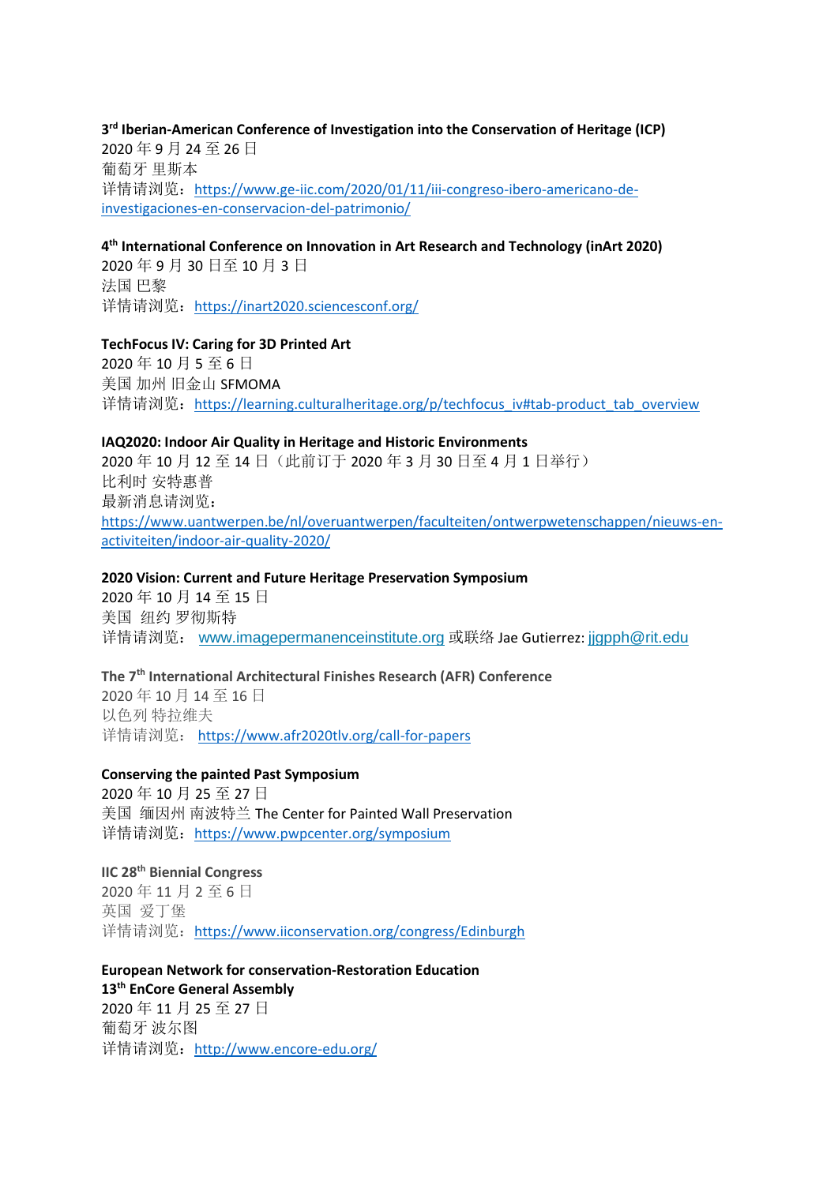**3rd Iberian-American Conference of Investigation into the Conservation of Heritage (ICP)**
2020 年 9 月 24 至 26 日
葡萄牙 里斯本
详情请浏览：https://www.ge-iic.com/2020/01/11/iii-congreso-ibero-americano-de-investigaciones-en-conservacion-del-patrimonio/

**4th International Conference on Innovation in Art Research and Technology (inArt 2020)**
2020 年 9 月 30 日至 10 月 3 日
法国 巴黎
详情请浏览：https://inart2020.sciencesconf.org/

**TechFocus IV: Caring for 3D Printed Art**
2020 年 10 月 5 至 6 日
美国 加州 旧金山 SFMOMA
详情请浏览：https://learning.culturalheritage.org/p/techfocus_iv#tab-product_tab_overview

**IAQ2020: Indoor Air Quality in Heritage and Historic Environments**
2020 年 10 月 12 至 14 日（此前订于 2020 年 3 月 30 日至 4 月 1 日举行）
比利时 安特惠普
最新消息请浏览：
https://www.uantwerpen.be/nl/overuantwerpen/faculteiten/ontwerpwetenschappen/nieuws-en-activiteiten/indoor-air-quality-2020/

**2020 Vision: Current and Future Heritage Preservation Symposium**
2020 年 10 月 14 至 15 日
美国 纽约 罗彻斯特
详情请浏览： www.imagepermanenceinstitute.org 或联络 Jae Gutierrez: jjgpph@rit.edu

**The 7th International Architectural Finishes Research (AFR) Conference**
2020 年 10 月 14 至 16 日
以色列 特拉维夫
详情请浏览： https://www.afr2020tlv.org/call-for-papers

**Conserving the painted Past Symposium**
2020 年 10 月 25 至 27 日
美国 缅因州 南波特兰 The Center for Painted Wall Preservation
详情请浏览：https://www.pwpcenter.org/symposium

**IIC 28th Biennial Congress**
2020 年 11 月 2 至 6 日
英国 爱丁堡
详情请浏览：https://www.iiconservation.org/congress/Edinburgh

**European Network for conservation-Restoration Education**
**13th EnCore General Assembly**
2020 年 11 月 25 至 27 日
葡萄牙 波尔图
详情请浏览：http://www.encore-edu.org/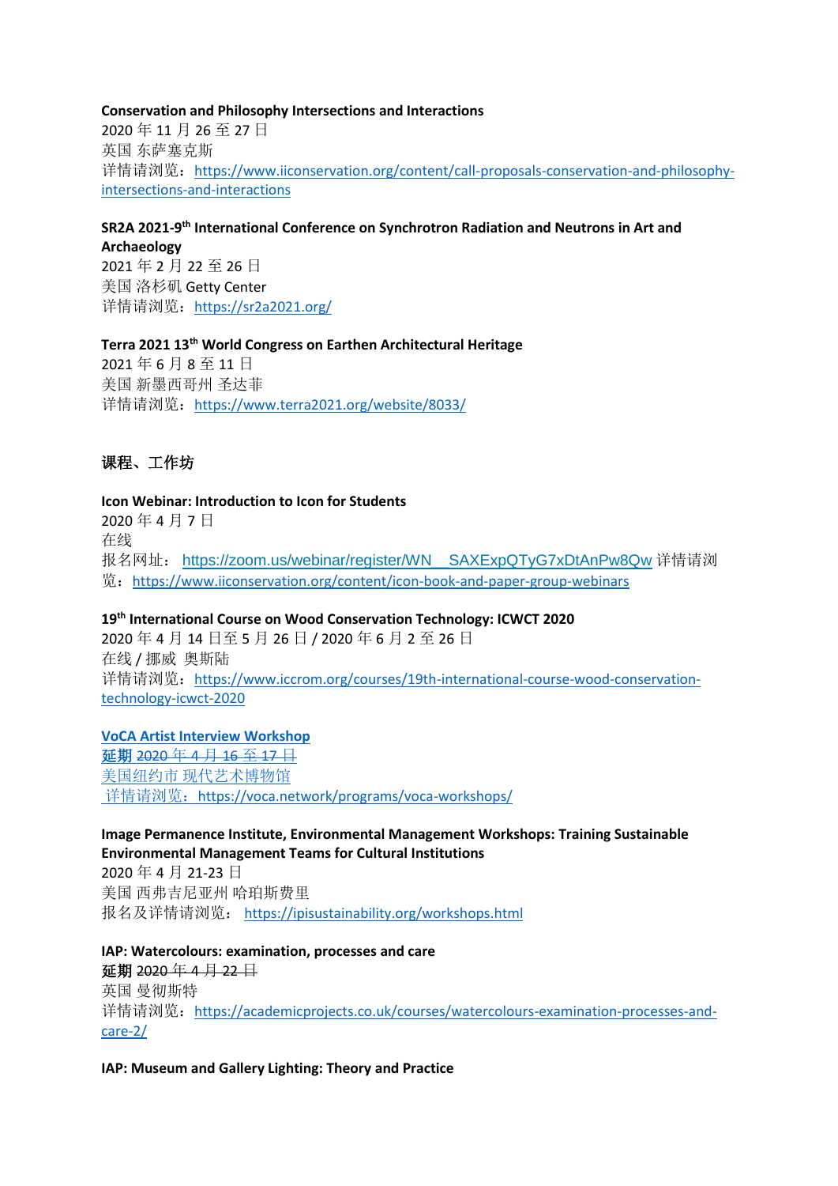**Conservation and Philosophy Intersections and Interactions**
2020 年 11 月 26 至 27 日
英国 东萨塞克斯
详情请浏览：https://www.iiconservation.org/content/call-proposals-conservation-and-philosophy-intersections-and-interactions

**SR2A 2021-9th International Conference on Synchrotron Radiation and Neutrons in Art and Archaeology**
2021 年 2 月 22 至 26 日
美国 洛杉矶 Getty Center
详情请浏览：https://sr2a2021.org/

**Terra 2021 13th World Congress on Earthen Architectural Heritage**
2021 年 6 月 8 至 11 日
美国 新墨西哥州 圣达菲
详情请浏览：https://www.terra2021.org/website/8033/

## 课程、工作坊

**Icon Webinar: Introduction to Icon for Students**
2020 年 4 月 7 日
在线
报名网址：https://zoom.us/webinar/register/WN__SAXExpQTyG7xDtAnPw8Qw 详情请浏览：https://www.iiconservation.org/content/icon-book-and-paper-group-webinars

**19th International Course on Wood Conservation Technology: ICWCT 2020**
2020 年 4 月 14 日至 5 月 26 日 / 2020 年 6 月 2 至 26 日
在线 / 挪威 奥斯陆
详情请浏览：https://www.iccrom.org/courses/19th-international-course-wood-conservation-technology-icwct-2020

**VoCA Artist Interview Workshop**
**延期** ~~2020 年 4 月 16 至 17 日~~
美国纽约市 现代艺术博物馆
详情请浏览：https://voca.network/programs/voca-workshops/

**Image Permanence Institute, Environmental Management Workshops: Training Sustainable Environmental Management Teams for Cultural Institutions**
2020 年 4 月 21-23 日
美国 西弗吉尼亚州 哈珀斯费里
报名及详情请浏览：https://ipisustainability.org/workshops.html

**IAP: Watercolours: examination, processes and care**
**延期** ~~2020 年 4 月 22 日~~
英国 曼彻斯特
详情请浏览：https://academicprojects.co.uk/courses/watercolours-examination-processes-and-care-2/

**IAP: Museum and Gallery Lighting: Theory and Practice**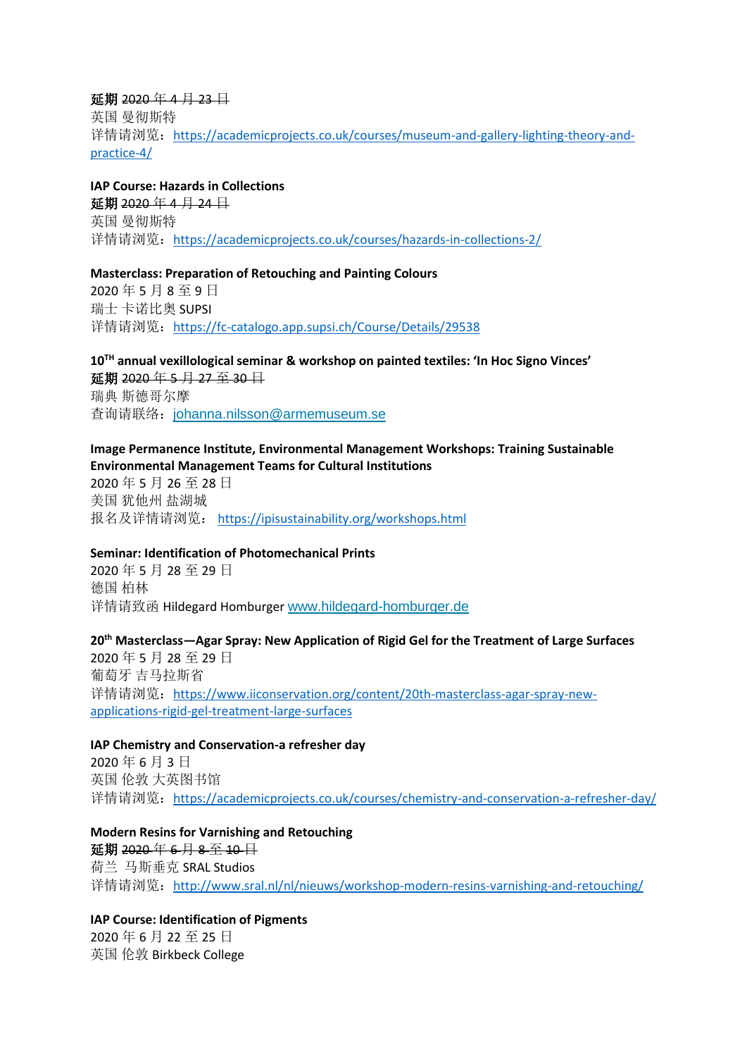**延期** ~~2020 年 4 月 23 日~~
英国 曼彻斯特
详情请浏览：https://academicprojects.co.uk/courses/museum-and-gallery-lighting-theory-and-practice-4/

**IAP Course: Hazards in Collections**
**延期** ~~2020 年 4 月 24 日~~
英国 曼彻斯特
详情请浏览：https://academicprojects.co.uk/courses/hazards-in-collections-2/

**Masterclass: Preparation of Retouching and Painting Colours**
2020 年 5 月 8 至 9 日
瑞士 卡诺比奥 SUPSI
详情请浏览：https://fc-catalogo.app.supsi.ch/Course/Details/29538

**10TH annual vexillological seminar & workshop on painted textiles: 'In Hoc Signo Vinces'**
**延期** ~~2020 年 5 月 27 至 30 日~~
瑞典 斯德哥尔摩
查询请联络：johanna.nilsson@armemuseum.se

**Image Permanence Institute, Environmental Management Workshops: Training Sustainable Environmental Management Teams for Cultural Institutions**
2020 年 5 月 26 至 28 日
美国 犹他州 盐湖城
报名及详情请浏览： https://ipisustainability.org/workshops.html

**Seminar: Identification of Photomechanical Prints**
2020 年 5 月 28 至 29 日
德国 柏林
详情请致函 Hildegard Homburger www.hildegard-homburger.de

**20th Masterclass—Agar Spray: New Application of Rigid Gel for the Treatment of Large Surfaces**
2020 年 5 月 28 至 29 日
葡萄牙 吉马拉斯省
详情请浏览：https://www.iiconservation.org/content/20th-masterclass-agar-spray-new-applications-rigid-gel-treatment-large-surfaces

**IAP Chemistry and Conservation-a refresher day**
2020 年 6 月 3 日
英国 伦敦 大英图书馆
详情请浏览：https://academicprojects.co.uk/courses/chemistry-and-conservation-a-refresher-day/

**Modern Resins for Varnishing and Retouching**
**延期** ~~2020 年 6 月 8 至 10 日~~
荷兰 马斯垂克 SRAL Studios
详情请浏览：http://www.sral.nl/nl/nieuws/workshop-modern-resins-varnishing-and-retouching/

**IAP Course: Identification of Pigments**
2020 年 6 月 22 至 25 日
英国 伦敦 Birkbeck College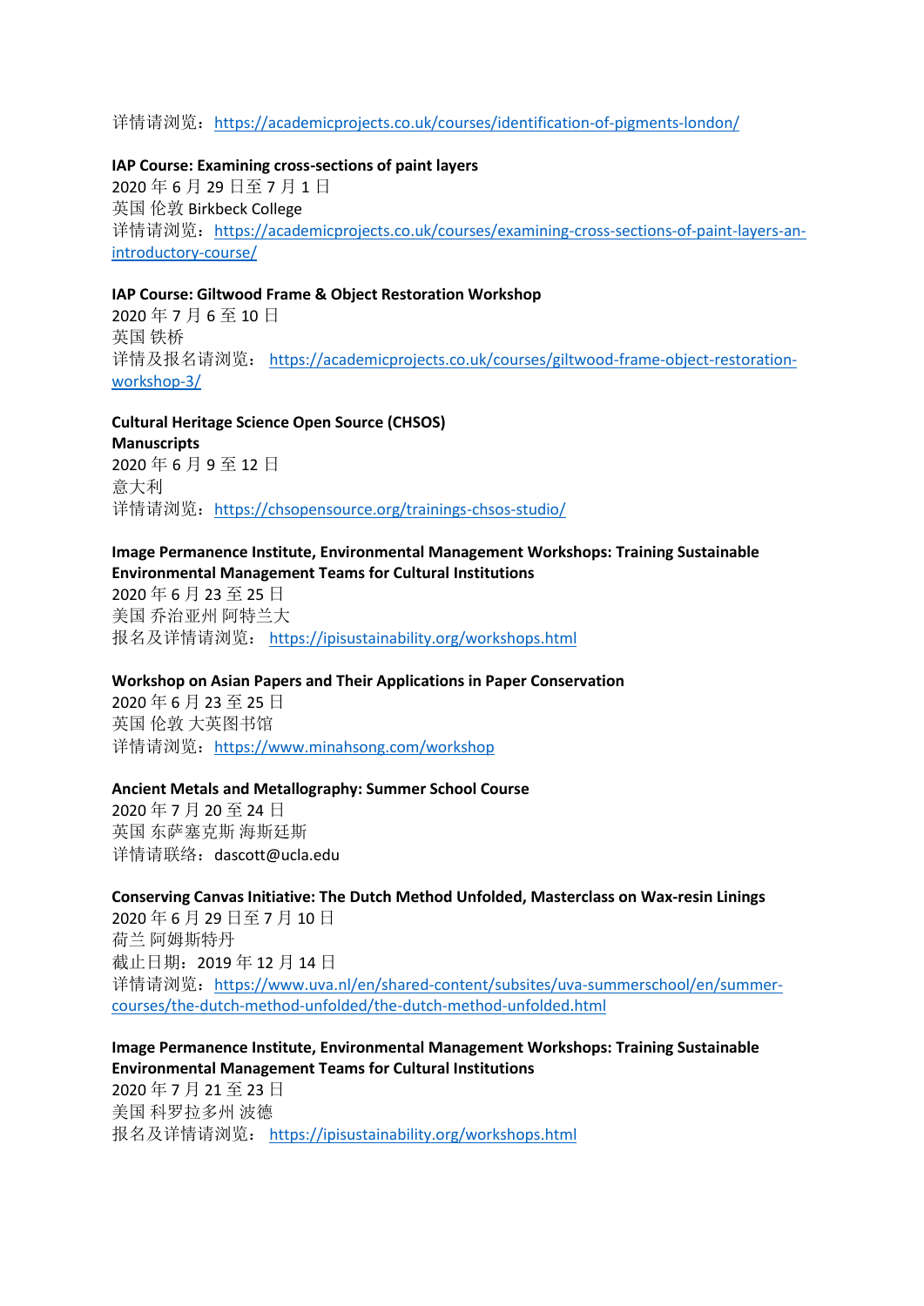详情请浏览：https://academicprojects.co.uk/courses/identification-of-pigments-london/

**IAP Course: Examining cross-sections of paint layers**
2020 年 6 月 29 日至 7 月 1 日
英国 伦敦 Birkbeck College
详情请浏览：https://academicprojects.co.uk/courses/examining-cross-sections-of-paint-layers-an-introductory-course/

**IAP Course: Giltwood Frame & Object Restoration Workshop**
2020 年 7 月 6 至 10 日
英国 铁桥
详情及报名请浏览： https://academicprojects.co.uk/courses/giltwood-frame-object-restoration-workshop-3/

**Cultural Heritage Science Open Source (CHSOS) Manuscripts**
2020 年 6 月 9 至 12 日
意大利
详情请浏览：https://chsopensource.org/trainings-chsos-studio/

**Image Permanence Institute, Environmental Management Workshops: Training Sustainable Environmental Management Teams for Cultural Institutions**
2020 年 6 月 23 至 25 日
美国 乔治亚州 阿特兰大
报名及详情请浏览： https://ipisustainability.org/workshops.html

**Workshop on Asian Papers and Their Applications in Paper Conservation**
2020 年 6 月 23 至 25 日
英国 伦敦 大英图书馆
详情请浏览：https://www.minahsong.com/workshop

**Ancient Metals and Metallography: Summer School Course**
2020 年 7 月 20 至 24 日
英国 东萨塞克斯 海斯廷斯
详情请联络：dascott@ucla.edu

**Conserving Canvas Initiative: The Dutch Method Unfolded, Masterclass on Wax-resin Linings**
2020 年 6 月 29 日至 7 月 10 日
荷兰 阿姆斯特丹
截止日期：2019 年 12 月 14 日
详情请浏览：https://www.uva.nl/en/shared-content/subsites/uva-summerschool/en/summer-courses/the-dutch-method-unfolded/the-dutch-method-unfolded.html

**Image Permanence Institute, Environmental Management Workshops: Training Sustainable Environmental Management Teams for Cultural Institutions**
2020 年 7 月 21 至 23 日
美国 科罗拉多州 波德
报名及详情请浏览： https://ipisustainability.org/workshops.html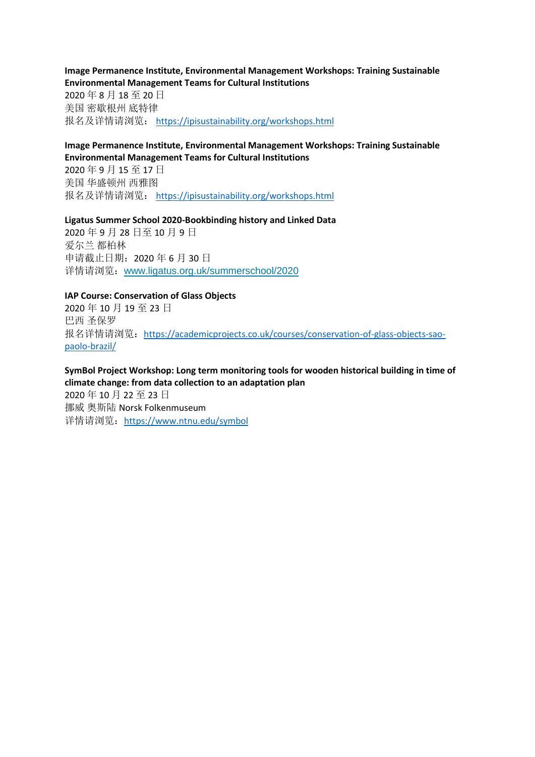**Image Permanence Institute, Environmental Management Workshops: Training Sustainable Environmental Management Teams for Cultural Institutions**

2020 年 8 月 18 至 20 日

美国 密歇根州 底特律

报名及详情请浏览： https://ipisustainability.org/workshops.html

**Image Permanence Institute, Environmental Management Workshops: Training Sustainable Environmental Management Teams for Cultural Institutions**

2020 年 9 月 15 至 17 日

美国 华盛顿州 西雅图

报名及详情请浏览： https://ipisustainability.org/workshops.html

**Ligatus Summer School 2020-Bookbinding history and Linked Data**

2020 年 9 月 28 日至 10 月 9 日

爱尔兰 都柏林

申请截止日期：2020 年 6 月 30 日

详情请浏览：www.ligatus.org.uk/summerschool/2020

**IAP Course: Conservation of Glass Objects**

2020 年 10 月 19 至 23 日

巴西 圣保罗

报名详情请浏览：https://academicprojects.co.uk/courses/conservation-of-glass-objects-sao-paolo-brazil/

**SymBol Project Workshop: Long term monitoring tools for wooden historical building in time of climate change: from data collection to an adaptation plan**

2020 年 10 月 22 至 23 日

挪威 奥斯陆 Norsk Folkenmuseum

详情请浏览：https://www.ntnu.edu/symbol